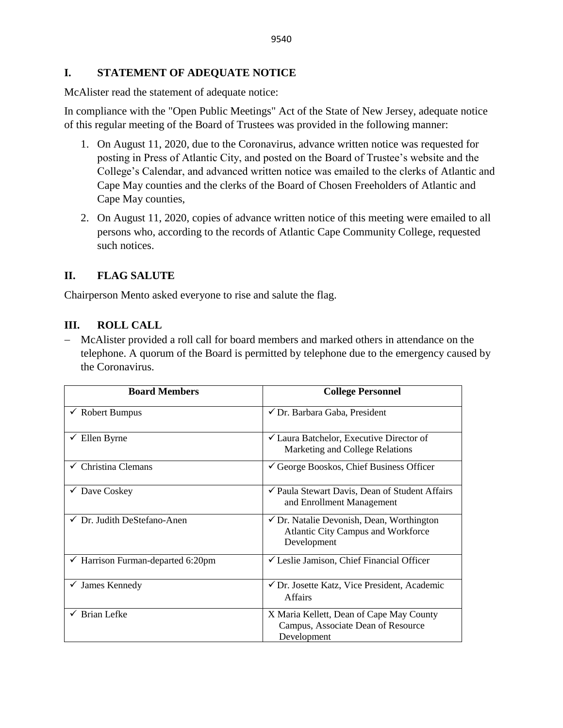## I. STATEMENT OF ADEQUATE NOTICE

McAlister read the statement of adequate notice:

In compliance with the "Open Public Meetings" Act of the State of New Jersey, adequate notice of this regular meeting of the Board of Trustees was provided in the following manner:

1. On August 11, 2020, due to the Coronavirus, advance written notice was requested for posting in Press of Atlantic City, and posted on the Board of Trustee's website and the College's Calendar, and advanced written notice was emailed to the clerks of Atlantic and Cape May counties and the clerks of the Board of Chosen Freeholders of Atlantic and Cape May counties,
2. On August 11, 2020, copies of advance written notice of this meeting were emailed to all persons who, according to the records of Atlantic Cape Community College, requested such notices.

## II. FLAG SALUTE

Chairperson Mento asked everyone to rise and salute the flag.

## III. ROLL CALL

- McAlister provided a roll call for board members and marked others in attendance on the telephone. A quorum of the Board is permitted by telephone due to the emergency caused by the Coronavirus.

| Board Members | College Personnel |
|---|---|
| ✓ Robert Bumpus | ✓ Dr. Barbara Gaba, President |
| ✓ Ellen Byrne | ✓ Laura Batchelor, Executive Director of Marketing and College Relations |
| ✓ Christina Clemans | ✓ George Booskos, Chief Business Officer |
| ✓ Dave Coskey | ✓ Paula Stewart Davis, Dean of Student Affairs and Enrollment Management |
| ✓ Dr. Judith DeStefano-Anen | ✓ Dr. Natalie Devonish, Dean, Worthington Atlantic City Campus and Workforce Development |
| ✓ Harrison Furman-departed 6:20pm | ✓ Leslie Jamison, Chief Financial Officer |
| ✓ James Kennedy | ✓ Dr. Josette Katz, Vice President, Academic Affairs |
| ✓ Brian Lefke | X Maria Kellett, Dean of Cape May County Campus, Associate Dean of Resource Development |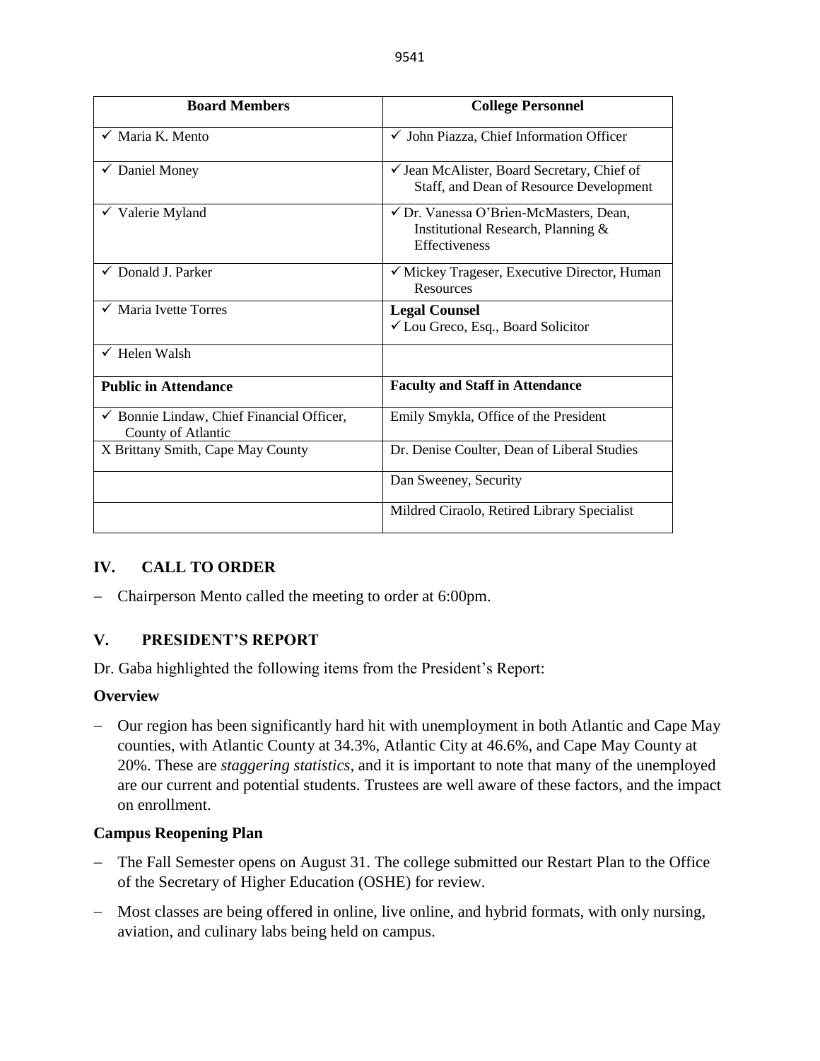| Board Members | College Personnel |
|---|---|
| ✓ Maria K. Mento | ✓ John Piazza, Chief Information Officer |
| ✓ Daniel Money | ✓ Jean McAlister, Board Secretary, Chief of Staff, and Dean of Resource Development |
| ✓ Valerie Myland | ✓ Dr. Vanessa O'Brien-McMasters, Dean, Institutional Research, Planning & Effectiveness |
| ✓ Donald J. Parker | ✓ Mickey Trageser, Executive Director, Human Resources |
| ✓ Maria Ivette Torres | **Legal Counsel** ✓ Lou Greco, Esq., Board Solicitor |
| ✓ Helen Walsh | |
| **Public in Attendance** | **Faculty and Staff in Attendance** |
| ✓ Bonnie Lindaw, Chief Financial Officer, County of Atlantic | Emily Smykla, Office of the President |
| X Brittany Smith, Cape May County | Dr. Denise Coulter, Dean of Liberal Studies |
| | Dan Sweeney, Security |
| | Mildred Ciraolo, Retired Library Specialist |

## IV. CALL TO ORDER

- Chairperson Mento called the meeting to order at 6:00pm.

## V. PRESIDENT'S REPORT

Dr. Gaba highlighted the following items from the President's Report:

**Overview**

- Our region has been significantly hard hit with unemployment in both Atlantic and Cape May counties, with Atlantic County at 34.3%, Atlantic City at 46.6%, and Cape May County at 20%. These are *staggering statistics*, and it is important to note that many of the unemployed are our current and potential students. Trustees are well aware of these factors, and the impact on enrollment.

**Campus Reopening Plan**

- The Fall Semester opens on August 31. The college submitted our Restart Plan to the Office of the Secretary of Higher Education (OSHE) for review.
- Most classes are being offered in online, live online, and hybrid formats, with only nursing, aviation, and culinary labs being held on campus.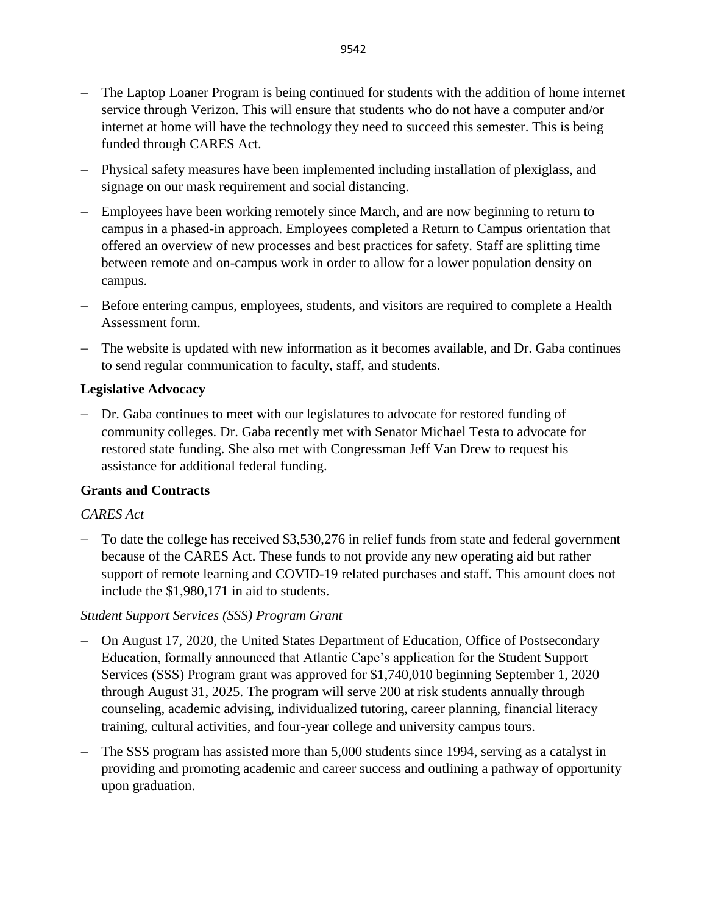- The Laptop Loaner Program is being continued for students with the addition of home internet service through Verizon. This will ensure that students who do not have a computer and/or internet at home will have the technology they need to succeed this semester. This is being funded through CARES Act.
- Physical safety measures have been implemented including installation of plexiglass, and signage on our mask requirement and social distancing.
- Employees have been working remotely since March, and are now beginning to return to campus in a phased-in approach. Employees completed a Return to Campus orientation that offered an overview of new processes and best practices for safety. Staff are splitting time between remote and on-campus work in order to allow for a lower population density on campus.
- Before entering campus, employees, students, and visitors are required to complete a Health Assessment form.
- The website is updated with new information as it becomes available, and Dr. Gaba continues to send regular communication to faculty, staff, and students.

**Legislative Advocacy**

- Dr. Gaba continues to meet with our legislatures to advocate for restored funding of community colleges. Dr. Gaba recently met with Senator Michael Testa to advocate for restored state funding. She also met with Congressman Jeff Van Drew to request his assistance for additional federal funding.

**Grants and Contracts**

*CARES Act*

- To date the college has received $3,530,276 in relief funds from state and federal government because of the CARES Act. These funds to not provide any new operating aid but rather support of remote learning and COVID-19 related purchases and staff. This amount does not include the $1,980,171 in aid to students.

*Student Support Services (SSS) Program Grant*

- On August 17, 2020, the United States Department of Education, Office of Postsecondary Education, formally announced that Atlantic Cape's application for the Student Support Services (SSS) Program grant was approved for $1,740,010 beginning September 1, 2020 through August 31, 2025. The program will serve 200 at risk students annually through counseling, academic advising, individualized tutoring, career planning, financial literacy training, cultural activities, and four-year college and university campus tours.
- The SSS program has assisted more than 5,000 students since 1994, serving as a catalyst in providing and promoting academic and career success and outlining a pathway of opportunity upon graduation.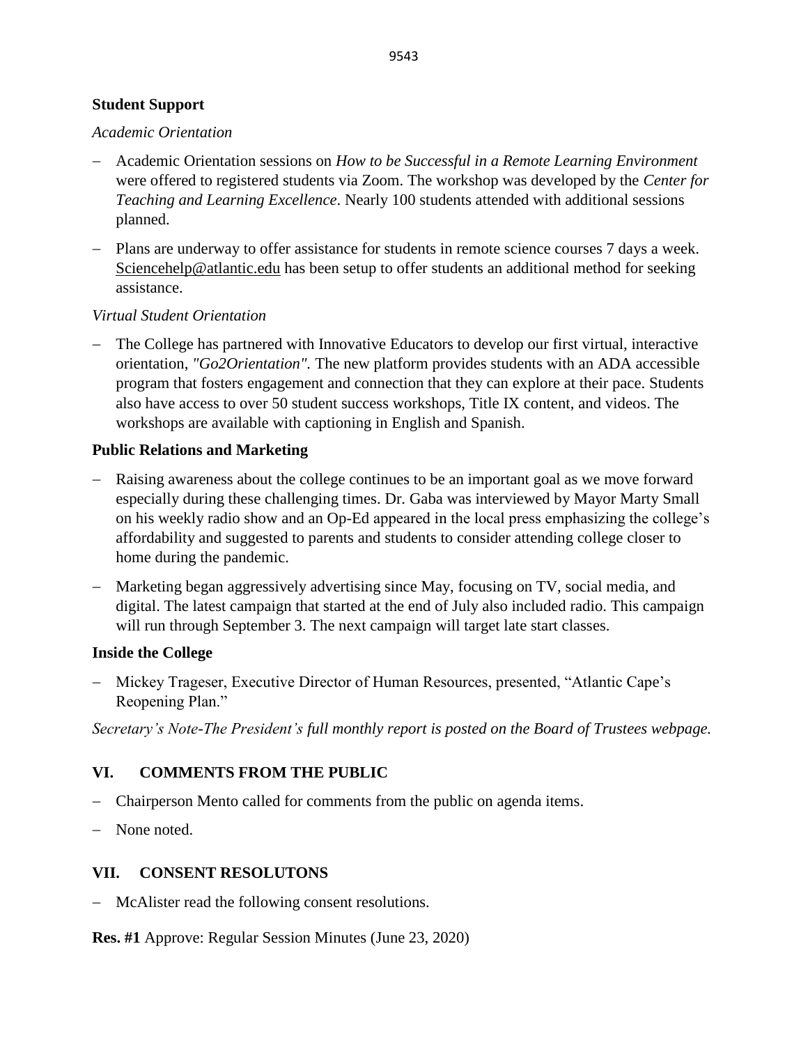**Student Support**

*Academic Orientation*

- Academic Orientation sessions on *How to be Successful in a Remote Learning Environment* were offered to registered students via Zoom. The workshop was developed by the *Center for Teaching and Learning Excellence*. Nearly 100 students attended with additional sessions planned.
- Plans are underway to offer assistance for students in remote science courses 7 days a week. Sciencehelp@atlantic.edu has been setup to offer students an additional method for seeking assistance.

*Virtual Student Orientation*

- The College has partnered with Innovative Educators to develop our first virtual, interactive orientation, *"Go2Orientation"*. The new platform provides students with an ADA accessible program that fosters engagement and connection that they can explore at their pace. Students also have access to over 50 student success workshops, Title IX content, and videos. The workshops are available with captioning in English and Spanish.

**Public Relations and Marketing**

- Raising awareness about the college continues to be an important goal as we move forward especially during these challenging times. Dr. Gaba was interviewed by Mayor Marty Small on his weekly radio show and an Op-Ed appeared in the local press emphasizing the college's affordability and suggested to parents and students to consider attending college closer to home during the pandemic.
- Marketing began aggressively advertising since May, focusing on TV, social media, and digital. The latest campaign that started at the end of July also included radio. This campaign will run through September 3. The next campaign will target late start classes.

**Inside the College**

- Mickey Trageser, Executive Director of Human Resources, presented, "Atlantic Cape's Reopening Plan."

*Secretary's Note-The President's full monthly report is posted on the Board of Trustees webpage.*

## VI. COMMENTS FROM THE PUBLIC

- Chairperson Mento called for comments from the public on agenda items.
- None noted.

## VII. CONSENT RESOLUTONS

- McAlister read the following consent resolutions.

**Res. #1** Approve: Regular Session Minutes (June 23, 2020)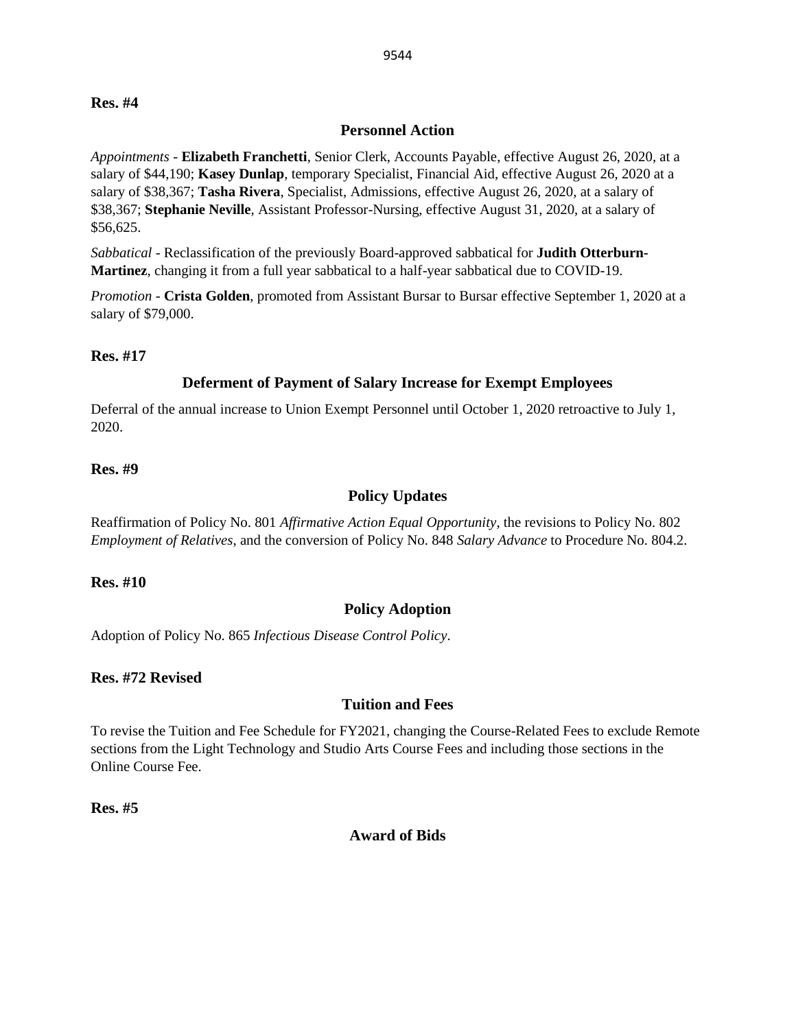**Res. #4**

## Personnel Action

*Appointments* - **Elizabeth Franchetti**, Senior Clerk, Accounts Payable, effective August 26, 2020, at a salary of $44,190; **Kasey Dunlap**, temporary Specialist, Financial Aid, effective August 26, 2020 at a salary of $38,367; **Tasha Rivera**, Specialist, Admissions, effective August 26, 2020, at a salary of $38,367; **Stephanie Neville**, Assistant Professor-Nursing, effective August 31, 2020, at a salary of $56,625.

*Sabbatical* - Reclassification of the previously Board-approved sabbatical for **Judith Otterburn-Martinez**, changing it from a full year sabbatical to a half-year sabbatical due to COVID-19.

*Promotion* - **Crista Golden**, promoted from Assistant Bursar to Bursar effective September 1, 2020 at a salary of $79,000.

**Res. #17**

## Deferment of Payment of Salary Increase for Exempt Employees

Deferral of the annual increase to Union Exempt Personnel until October 1, 2020 retroactive to July 1, 2020.

**Res. #9**

## Policy Updates

Reaffirmation of Policy No. 801 *Affirmative Action Equal Opportunity*, the revisions to Policy No. 802 *Employment of Relatives*, and the conversion of Policy No. 848 *Salary Advance* to Procedure No. 804.2.

**Res. #10**

## Policy Adoption

Adoption of Policy No. 865 *Infectious Disease Control Policy*.

**Res. #72 Revised**

## Tuition and Fees

To revise the Tuition and Fee Schedule for FY2021, changing the Course-Related Fees to exclude Remote sections from the Light Technology and Studio Arts Course Fees and including those sections in the Online Course Fee.

**Res. #5**

## Award of Bids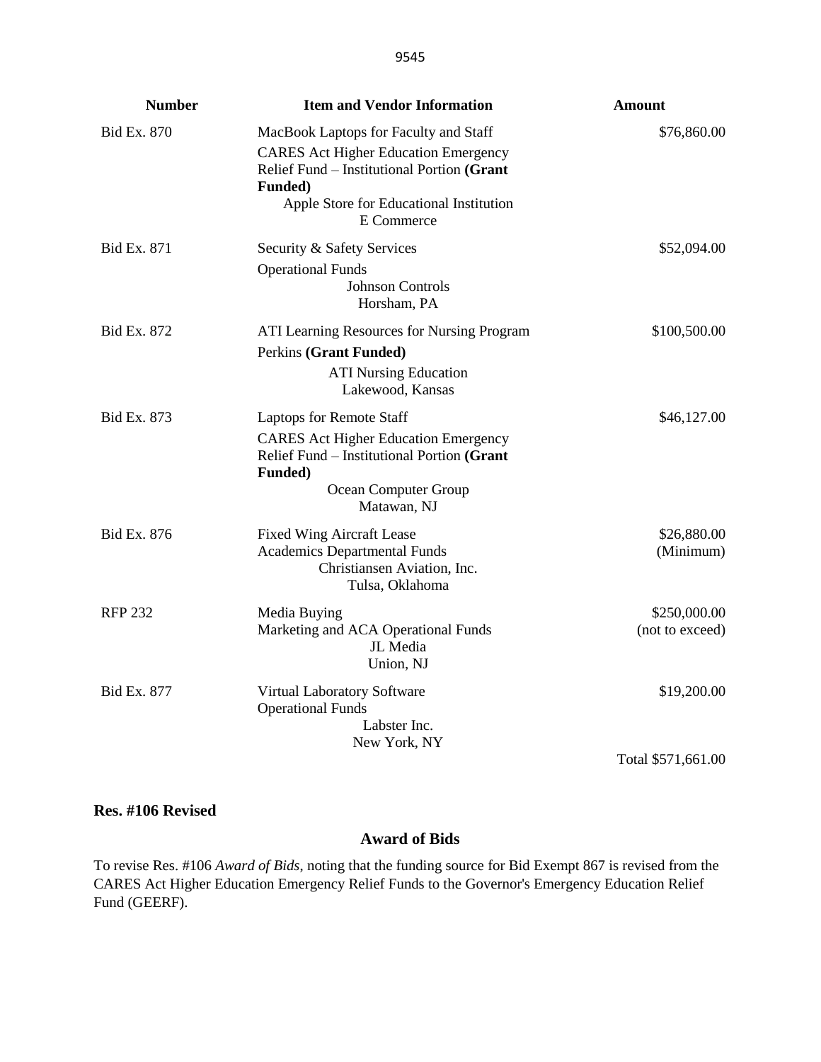| Number | Item and Vendor Information | Amount |
|---|---|---|
| Bid Ex. 870 | MacBook Laptops for Faculty and Staff<br>CARES Act Higher Education Emergency Relief Fund – Institutional Portion **(Grant Funded)**<br>Apple Store for Educational Institution<br>E Commerce | $76,860.00 |
| Bid Ex. 871 | Security & Safety Services<br>Operational Funds<br>Johnson Controls<br>Horsham, PA | $52,094.00 |
| Bid Ex. 872 | ATI Learning Resources for Nursing Program<br>Perkins **(Grant Funded)**<br>ATI Nursing Education<br>Lakewood, Kansas | $100,500.00 |
| Bid Ex. 873 | Laptops for Remote Staff<br>CARES Act Higher Education Emergency Relief Fund – Institutional Portion **(Grant Funded)**<br>Ocean Computer Group<br>Matawan, NJ | $46,127.00 |
| Bid Ex. 876 | Fixed Wing Aircraft Lease<br>Academics Departmental Funds<br>Christiansen Aviation, Inc.<br>Tulsa, Oklahoma | $26,880.00<br>(Minimum) |
| RFP 232 | Media Buying<br>Marketing and ACA Operational Funds<br>JL Media<br>Union, NJ | $250,000.00<br>(not to exceed) |
| Bid Ex. 877 | Virtual Laboratory Software<br>Operational Funds<br>Labster Inc.<br>New York, NY | $19,200.00 |
| | | Total $571,661.00 |

**Res. #106 Revised**

**Award of Bids**

To revise Res. #106 *Award of Bids*, noting that the funding source for Bid Exempt 867 is revised from the CARES Act Higher Education Emergency Relief Funds to the Governor's Emergency Education Relief Fund (GEERF).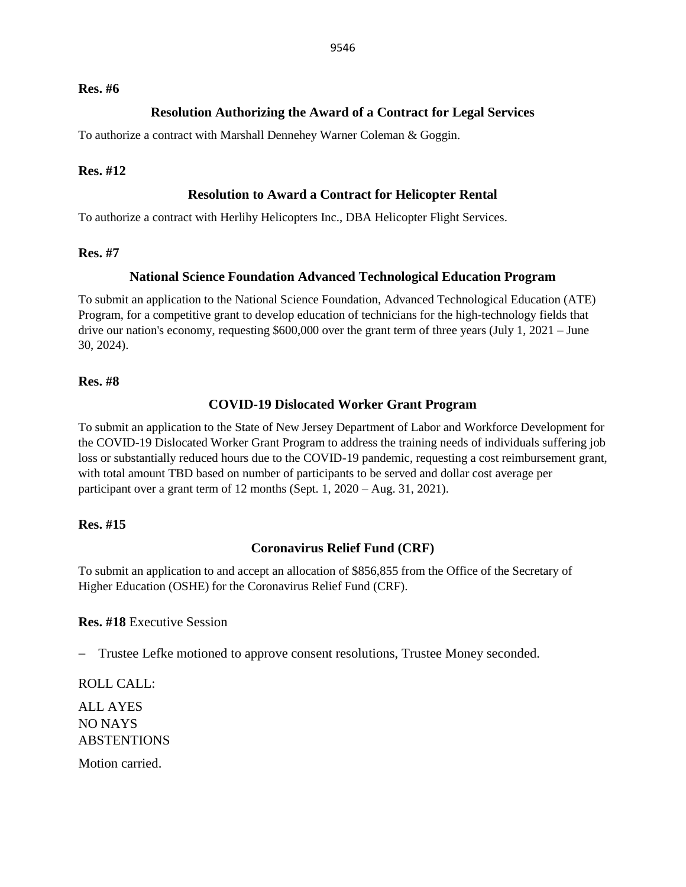**Res. #6**

### Resolution Authorizing the Award of a Contract for Legal Services

To authorize a contract with Marshall Dennehey Warner Coleman & Goggin.

**Res. #12**

### Resolution to Award a Contract for Helicopter Rental

To authorize a contract with Herlihy Helicopters Inc., DBA Helicopter Flight Services.

**Res. #7**

### National Science Foundation Advanced Technological Education Program

To submit an application to the National Science Foundation, Advanced Technological Education (ATE) Program, for a competitive grant to develop education of technicians for the high-technology fields that drive our nation's economy, requesting $600,000 over the grant term of three years (July 1, 2021 – June 30, 2024).

**Res. #8**

### COVID-19 Dislocated Worker Grant Program

To submit an application to the State of New Jersey Department of Labor and Workforce Development for the COVID-19 Dislocated Worker Grant Program to address the training needs of individuals suffering job loss or substantially reduced hours due to the COVID-19 pandemic, requesting a cost reimbursement grant, with total amount TBD based on number of participants to be served and dollar cost average per participant over a grant term of 12 months (Sept. 1, 2020 – Aug. 31, 2021).

**Res. #15**

### Coronavirus Relief Fund (CRF)

To submit an application to and accept an allocation of $856,855 from the Office of the Secretary of Higher Education (OSHE) for the Coronavirus Relief Fund (CRF).

**Res. #18** Executive Session

- Trustee Lefke motioned to approve consent resolutions, Trustee Money seconded.

ROLL CALL:

ALL AYES
NO NAYS
ABSTENTIONS

Motion carried.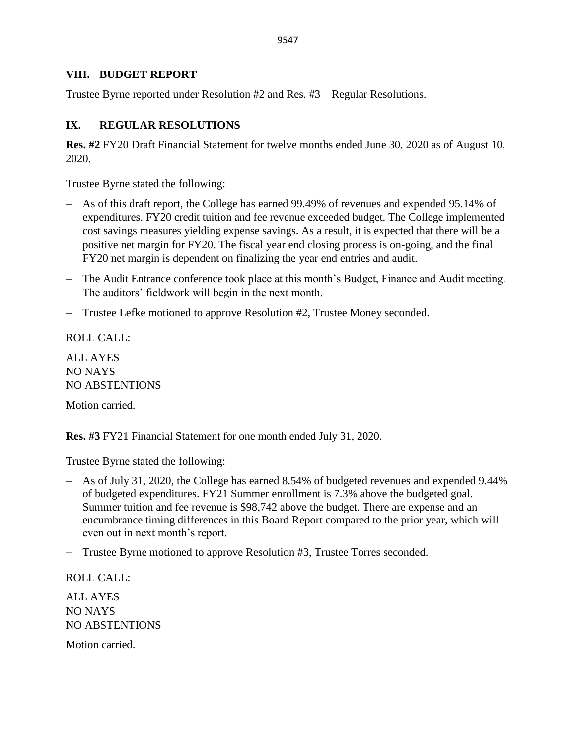## VIII. BUDGET REPORT

Trustee Byrne reported under Resolution #2 and Res. #3 – Regular Resolutions.

## IX. REGULAR RESOLUTIONS

**Res. #2** FY20 Draft Financial Statement for twelve months ended June 30, 2020 as of August 10, 2020.

Trustee Byrne stated the following:

- As of this draft report, the College has earned 99.49% of revenues and expended 95.14% of expenditures. FY20 credit tuition and fee revenue exceeded budget. The College implemented cost savings measures yielding expense savings. As a result, it is expected that there will be a positive net margin for FY20. The fiscal year end closing process is on-going, and the final FY20 net margin is dependent on finalizing the year end entries and audit.
- The Audit Entrance conference took place at this month's Budget, Finance and Audit meeting. The auditors' fieldwork will begin in the next month.
- Trustee Lefke motioned to approve Resolution #2, Trustee Money seconded.

ROLL CALL:

ALL AYES
NO NAYS
NO ABSTENTIONS

Motion carried.

**Res. #3** FY21 Financial Statement for one month ended July 31, 2020.

Trustee Byrne stated the following:

- As of July 31, 2020, the College has earned 8.54% of budgeted revenues and expended 9.44% of budgeted expenditures. FY21 Summer enrollment is 7.3% above the budgeted goal. Summer tuition and fee revenue is $98,742 above the budget. There are expense and an encumbrance timing differences in this Board Report compared to the prior year, which will even out in next month's report.
- Trustee Byrne motioned to approve Resolution #3, Trustee Torres seconded.

ROLL CALL:

ALL AYES
NO NAYS
NO ABSTENTIONS

Motion carried.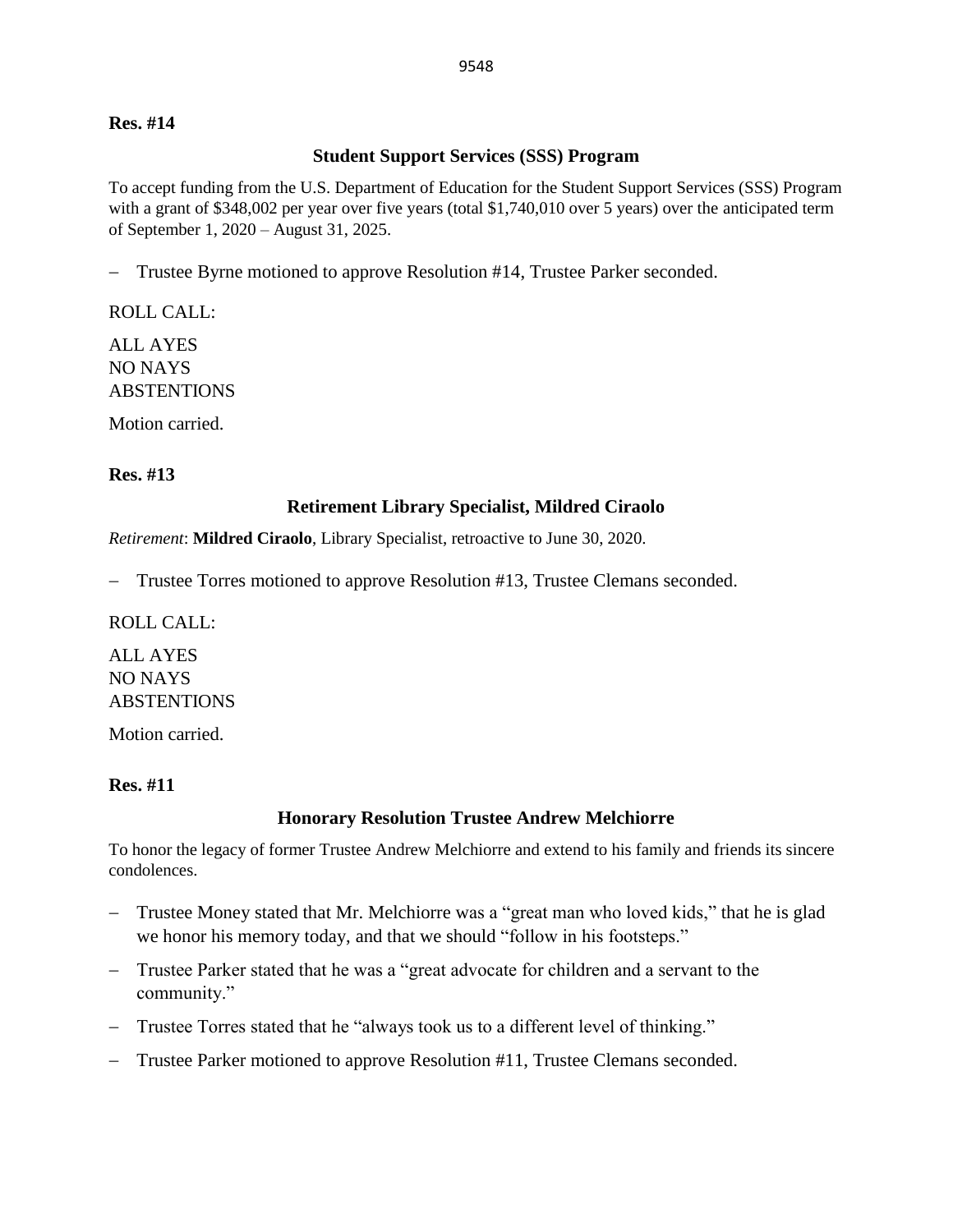**Res. #14**

**Student Support Services (SSS) Program**

To accept funding from the U.S. Department of Education for the Student Support Services (SSS) Program with a grant of $348,002 per year over five years (total $1,740,010 over 5 years) over the anticipated term of September 1, 2020 – August 31, 2025.

- Trustee Byrne motioned to approve Resolution #14, Trustee Parker seconded.

ROLL CALL:

ALL AYES
NO NAYS
ABSTENTIONS

Motion carried.

**Res. #13**

**Retirement Library Specialist, Mildred Ciraolo**

*Retirement*: **Mildred Ciraolo**, Library Specialist, retroactive to June 30, 2020.

- Trustee Torres motioned to approve Resolution #13, Trustee Clemans seconded.

ROLL CALL:

ALL AYES
NO NAYS
ABSTENTIONS

Motion carried.

**Res. #11**

**Honorary Resolution Trustee Andrew Melchiorre**

To honor the legacy of former Trustee Andrew Melchiorre and extend to his family and friends its sincere condolences.

- Trustee Money stated that Mr. Melchiorre was a "great man who loved kids," that he is glad we honor his memory today, and that we should "follow in his footsteps."
- Trustee Parker stated that he was a "great advocate for children and a servant to the community."
- Trustee Torres stated that he "always took us to a different level of thinking."
- Trustee Parker motioned to approve Resolution #11, Trustee Clemans seconded.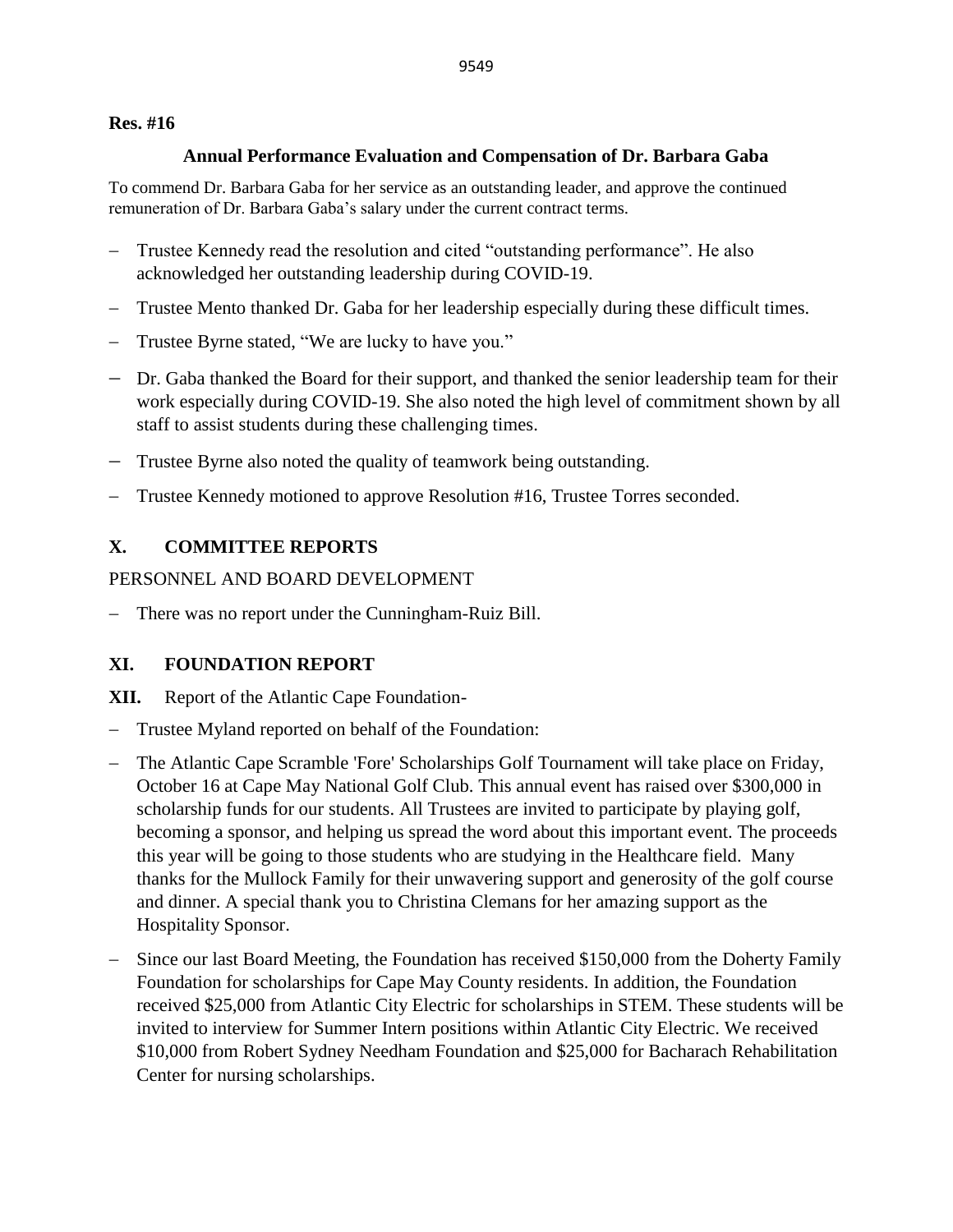**Res. #16**

**Annual Performance Evaluation and Compensation of Dr. Barbara Gaba**

To commend Dr. Barbara Gaba for her service as an outstanding leader, and approve the continued remuneration of Dr. Barbara Gaba's salary under the current contract terms.

- Trustee Kennedy read the resolution and cited "outstanding performance". He also acknowledged her outstanding leadership during COVID-19.
- Trustee Mento thanked Dr. Gaba for her leadership especially during these difficult times.
- Trustee Byrne stated, "We are lucky to have you."
- Dr. Gaba thanked the Board for their support, and thanked the senior leadership team for their work especially during COVID-19. She also noted the high level of commitment shown by all staff to assist students during these challenging times.
- Trustee Byrne also noted the quality of teamwork being outstanding.
- Trustee Kennedy motioned to approve Resolution #16, Trustee Torres seconded.

## X. COMMITTEE REPORTS

PERSONNEL AND BOARD DEVELOPMENT

- There was no report under the Cunningham-Ruiz Bill.

## XI. FOUNDATION REPORT

**XII.** Report of the Atlantic Cape Foundation-

- Trustee Myland reported on behalf of the Foundation:
- The Atlantic Cape Scramble 'Fore' Scholarships Golf Tournament will take place on Friday, October 16 at Cape May National Golf Club. This annual event has raised over $300,000 in scholarship funds for our students. All Trustees are invited to participate by playing golf, becoming a sponsor, and helping us spread the word about this important event. The proceeds this year will be going to those students who are studying in the Healthcare field. Many thanks for the Mullock Family for their unwavering support and generosity of the golf course and dinner. A special thank you to Christina Clemans for her amazing support as the Hospitality Sponsor.
- Since our last Board Meeting, the Foundation has received $150,000 from the Doherty Family Foundation for scholarships for Cape May County residents. In addition, the Foundation received $25,000 from Atlantic City Electric for scholarships in STEM. These students will be invited to interview for Summer Intern positions within Atlantic City Electric. We received $10,000 from Robert Sydney Needham Foundation and $25,000 for Bacharach Rehabilitation Center for nursing scholarships.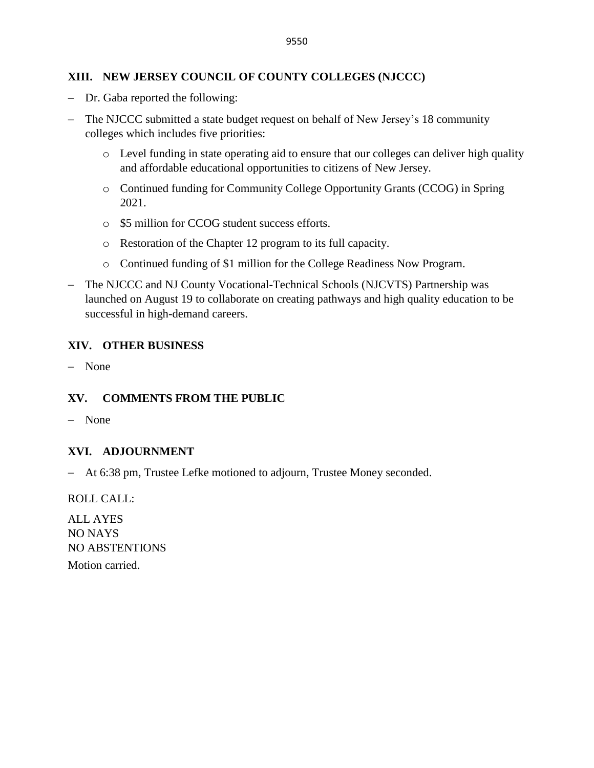## XIII. NEW JERSEY COUNCIL OF COUNTY COLLEGES (NJCCC)

- Dr. Gaba reported the following:
- The NJCCC submitted a state budget request on behalf of New Jersey's 18 community colleges which includes five priorities:
  - Level funding in state operating aid to ensure that our colleges can deliver high quality and affordable educational opportunities to citizens of New Jersey.
  - Continued funding for Community College Opportunity Grants (CCOG) in Spring 2021.
  - $5 million for CCOG student success efforts.
  - Restoration of the Chapter 12 program to its full capacity.
  - Continued funding of $1 million for the College Readiness Now Program.
- The NJCCC and NJ County Vocational-Technical Schools (NJCVTS) Partnership was launched on August 19 to collaborate on creating pathways and high quality education to be successful in high-demand careers.

## XIV. OTHER BUSINESS

- None

## XV. COMMENTS FROM THE PUBLIC

- None

## XVI. ADJOURNMENT

- At 6:38 pm, Trustee Lefke motioned to adjourn, Trustee Money seconded.

ROLL CALL:

ALL AYES
NO NAYS
NO ABSTENTIONS

Motion carried.